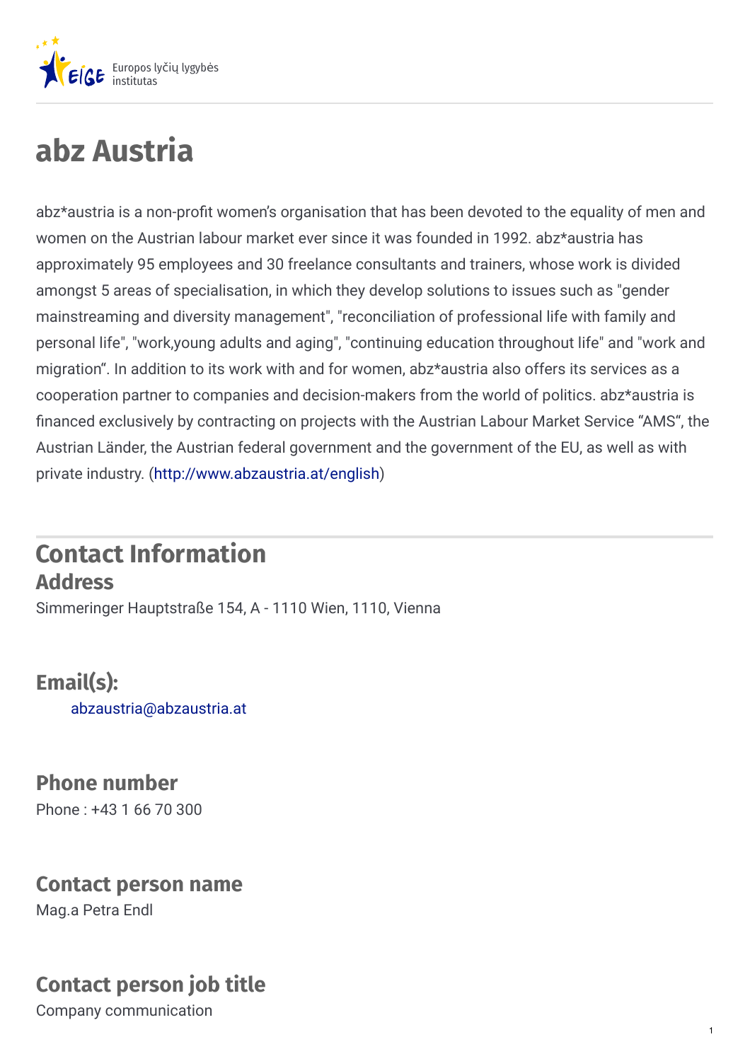# abz Austria

abz*austria is a non-profit women's organisation that has been devoted to the equality of men and women on the Austrian labour market ever since it was founded in 1992. abz*austria has approximately 95 employees and 30 freelance consultants and trainers, whose work is divided amongst 5 areas of specialisation, in which they develop solutions to issues such as "gender mainstreaming and diversity management", "reconciliation of professional life with family and personal life", "work,young adults and aging", "continuing education throughout life" and "work and migration". In addition to its work with and for women, abz*austria also offers its services as a cooperation partner to companies and decision-makers from the world of politics. abz*austria is financed exclusively by contracting on projects with the Austrian Labour Market Service "AMS", the Austrian Länder, the Austrian federal government and the government of the EU, as well as with private industry. (http://www.abzaustria.at/english)

## Contact Information

### Address

Simmeringer Hauptstraße 154, A - 1110 Wien, 1110, Vienna

### Email(s):

abzaustria@abzaustria.at

### Phone number

Phone : +43 1 66 70 300

### Contact person name

Mag.a Petra Endl

### Contact person job title

Company communication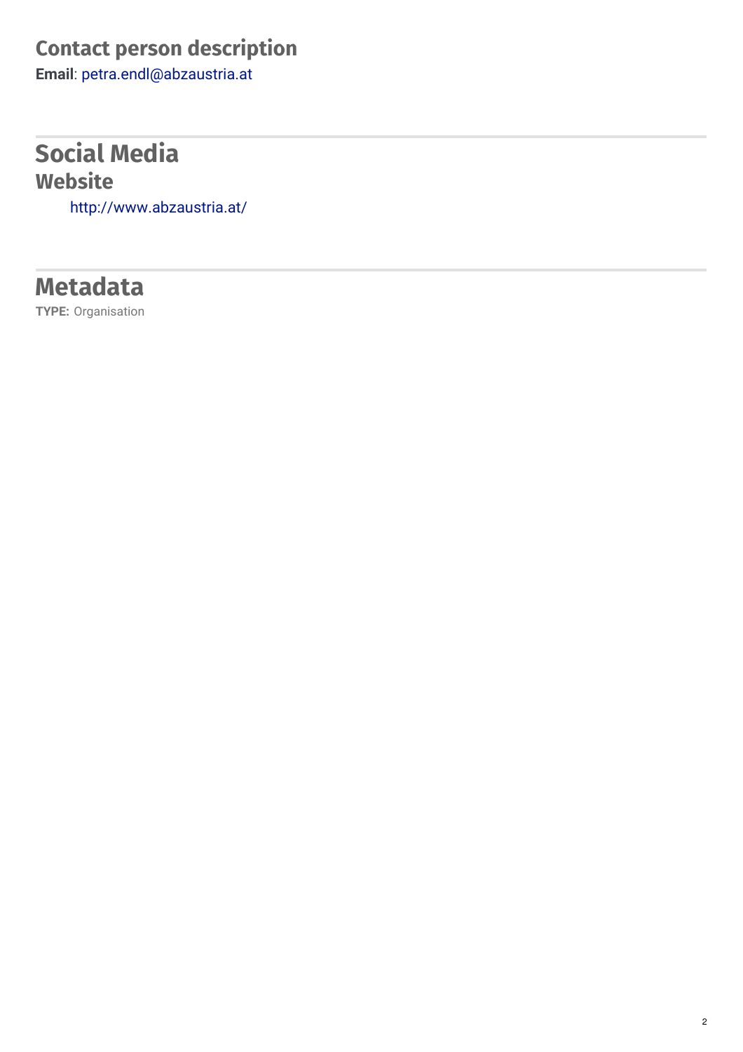## Contact person description

**Email**: petra.endl@abzaustria.at

# Social Media

## Website

http://www.abzaustria.at/

# Metadata

**TYPE:** Organisation